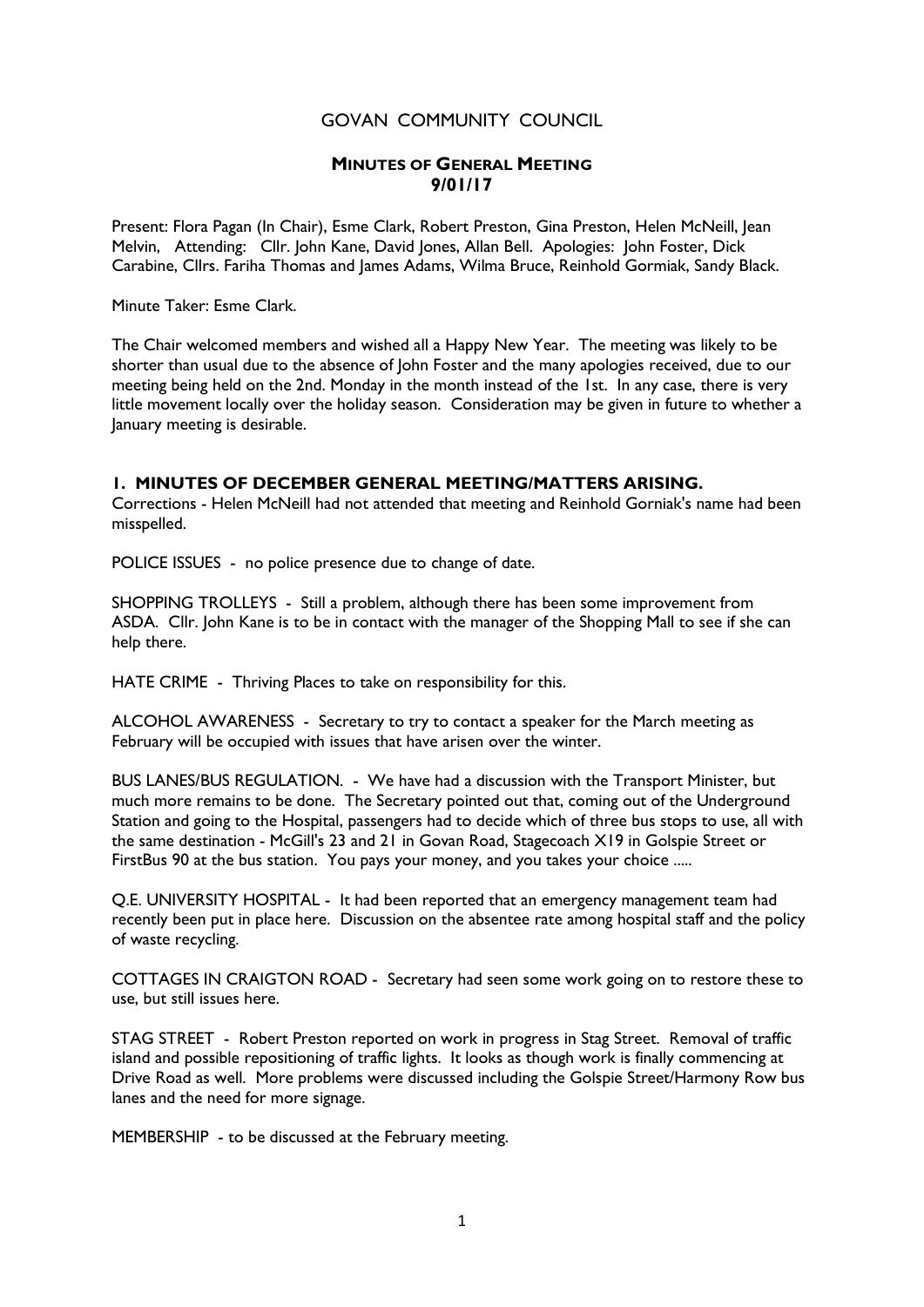# GOVAN COMMUNITY COUNCIL

## MINUTES OF GENERAL MEETING
## 9/01/17

Present: Flora Pagan (In Chair), Esme Clark, Robert Preston, Gina Preston, Helen McNeill, Jean Melvin, Attending: Cllr. John Kane, David Jones, Allan Bell. Apologies: John Foster, Dick Carabine, Cllrs. Fariha Thomas and James Adams, Wilma Bruce, Reinhold Gormiak, Sandy Black.

Minute Taker: Esme Clark.

The Chair welcomed members and wished all a Happy New Year. The meeting was likely to be shorter than usual due to the absence of John Foster and the many apologies received, due to our meeting being held on the 2nd. Monday in the month instead of the 1st. In any case, there is very little movement locally over the holiday season. Consideration may be given in future to whether a January meeting is desirable.

### 1. MINUTES OF DECEMBER GENERAL MEETING/MATTERS ARISING.

Corrections - Helen McNeill had not attended that meeting and Reinhold Gorniak's name had been misspelled.

POLICE ISSUES - no police presence due to change of date.

SHOPPING TROLLEYS - Still a problem, although there has been some improvement from ASDA. Cllr. John Kane is to be in contact with the manager of the Shopping Mall to see if she can help there.

HATE CRIME - Thriving Places to take on responsibility for this.

ALCOHOL AWARENESS - Secretary to try to contact a speaker for the March meeting as February will be occupied with issues that have arisen over the winter.

BUS LANES/BUS REGULATION. - We have had a discussion with the Transport Minister, but much more remains to be done. The Secretary pointed out that, coming out of the Underground Station and going to the Hospital, passengers had to decide which of three bus stops to use, all with the same destination - McGill's 23 and 21 in Govan Road, Stagecoach X19 in Golspie Street or FirstBus 90 at the bus station. You pays your money, and you takes your choice .....

Q.E. UNIVERSITY HOSPITAL - It had been reported that an emergency management team had recently been put in place here. Discussion on the absentee rate among hospital staff and the policy of waste recycling.

COTTAGES IN CRAIGTON ROAD - Secretary had seen some work going on to restore these to use, but still issues here.

STAG STREET - Robert Preston reported on work in progress in Stag Street. Removal of traffic island and possible repositioning of traffic lights. It looks as though work is finally commencing at Drive Road as well. More problems were discussed including the Golspie Street/Harmony Row bus lanes and the need for more signage.

MEMBERSHIP - to be discussed at the February meeting.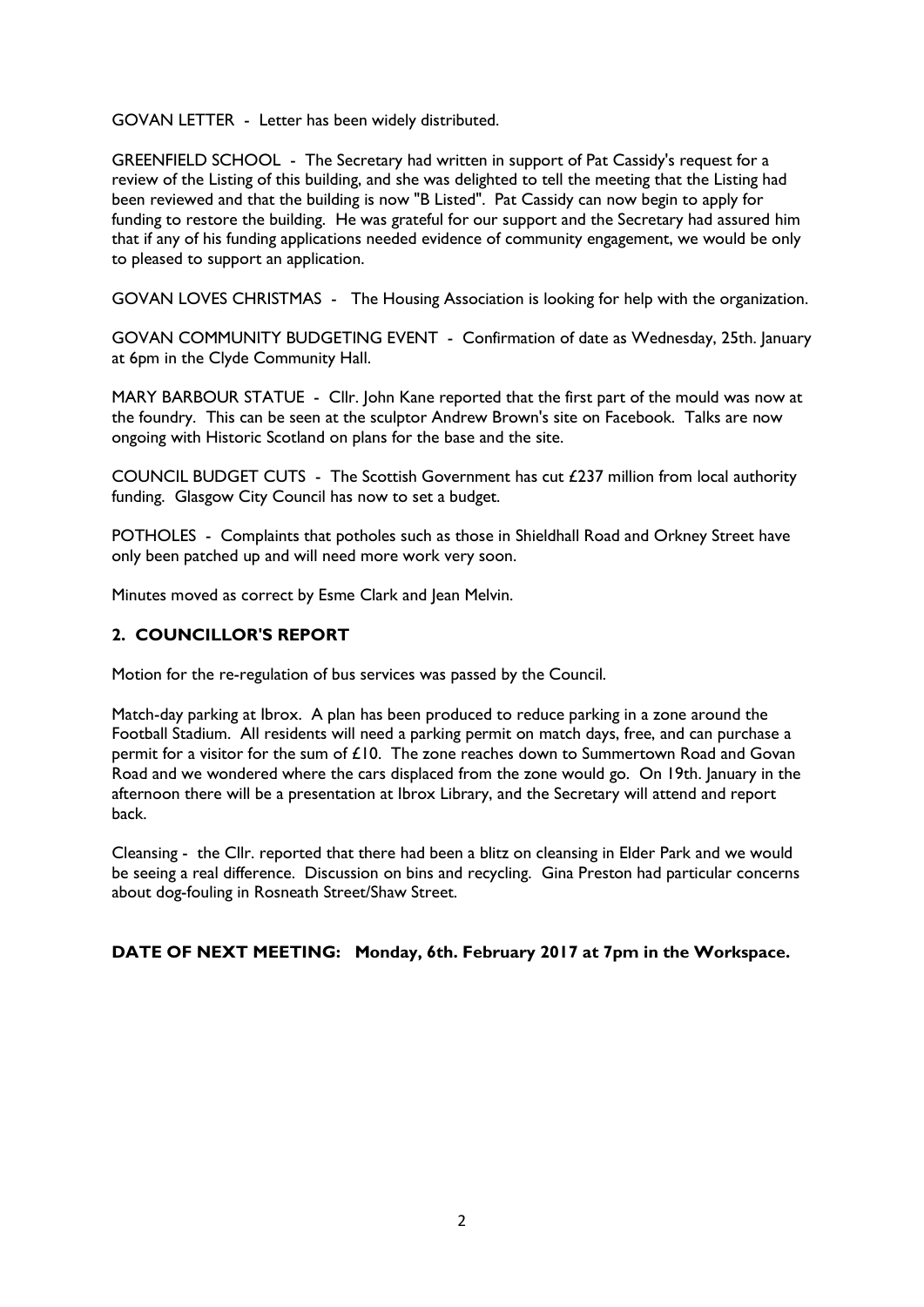GOVAN LETTER - Letter has been widely distributed.

GREENFIELD SCHOOL - The Secretary had written in support of Pat Cassidy's request for a review of the Listing of this building, and she was delighted to tell the meeting that the Listing had been reviewed and that the building is now "B Listed". Pat Cassidy can now begin to apply for funding to restore the building. He was grateful for our support and the Secretary had assured him that if any of his funding applications needed evidence of community engagement, we would be only to pleased to support an application.

GOVAN LOVES CHRISTMAS - The Housing Association is looking for help with the organization.

GOVAN COMMUNITY BUDGETING EVENT - Confirmation of date as Wednesday, 25th. January at 6pm in the Clyde Community Hall.

MARY BARBOUR STATUE - Cllr. John Kane reported that the first part of the mould was now at the foundry. This can be seen at the sculptor Andrew Brown's site on Facebook. Talks are now ongoing with Historic Scotland on plans for the base and the site.

COUNCIL BUDGET CUTS - The Scottish Government has cut £237 million from local authority funding. Glasgow City Council has now to set a budget.

POTHOLES - Complaints that potholes such as those in Shieldhall Road and Orkney Street have only been patched up and will need more work very soon.

Minutes moved as correct by Esme Clark and Jean Melvin.

## 2. COUNCILLOR'S REPORT

Motion for the re-regulation of bus services was passed by the Council.

Match-day parking at Ibrox. A plan has been produced to reduce parking in a zone around the Football Stadium. All residents will need a parking permit on match days, free, and can purchase a permit for a visitor for the sum of £10. The zone reaches down to Summertown Road and Govan Road and we wondered where the cars displaced from the zone would go. On 19th. January in the afternoon there will be a presentation at Ibrox Library, and the Secretary will attend and report back.

Cleansing - the Cllr. reported that there had been a blitz on cleansing in Elder Park and we would be seeing a real difference. Discussion on bins and recycling. Gina Preston had particular concerns about dog-fouling in Rosneath Street/Shaw Street.

**DATE OF NEXT MEETING: Monday, 6th. February 2017 at 7pm in the Workspace.**